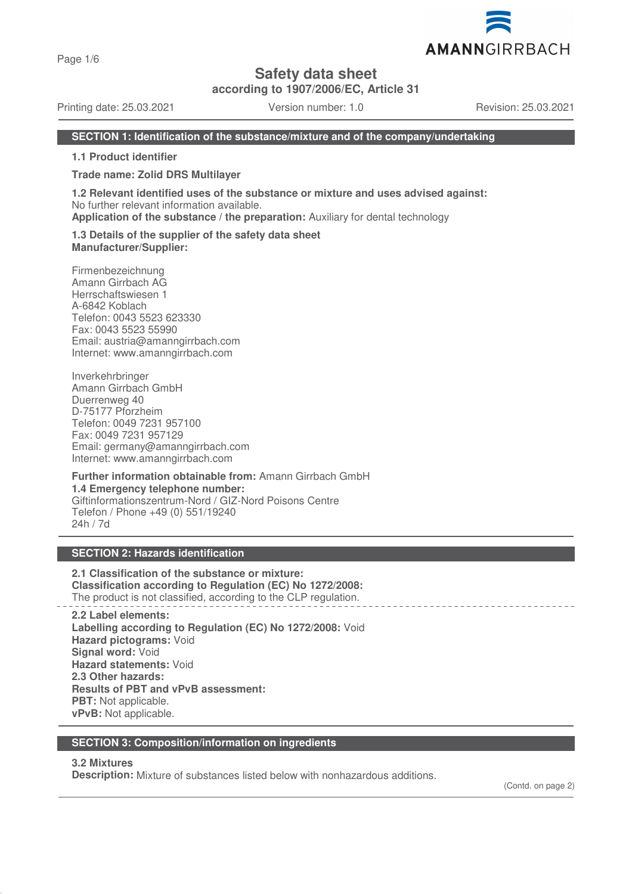# Safety data sheet

**according to 1907/2006/EC, Article 31**

Printing date: 25.03.2021 Version number: 1.0 Revision: 25.03.2021

## SECTION 1: Identification of the substance/mixture and of the company/undertaking

**1.1 Product identifier**

**Trade name: Zolid DRS Multilayer**

**1.2 Relevant identified uses of the substance or mixture and uses advised against:**
No further relevant information available.
**Application of the substance / the preparation:** Auxiliary for dental technology

**1.3 Details of the supplier of the safety data sheet**
**Manufacturer/Supplier:**

Firmenbezeichnung
Amann Girrbach AG
Herrschaftswiesen 1
A-6842 Koblach
Telefon: 0043 5523 623330
Fax: 0043 5523 55990
Email: austria@amanngirrbach.com
Internet: www.amanngirrbach.com

Inverkehrbringer
Amann Girrbach GmbH
Duerrenweg 40
D-75177 Pforzheim
Telefon: 0049 7231 957100
Fax: 0049 7231 957129
Email: germany@amanngirrbach.com
Internet: www.amanngirrbach.com

**Further information obtainable from:** Amann Girrbach GmbH
**1.4 Emergency telephone number:**
Giftinformationszentrum-Nord / GIZ-Nord Poisons Centre
Telefon / Phone +49 (0) 551/19240
24h / 7d

## SECTION 2: Hazards identification

**2.1 Classification of the substance or mixture:**
**Classification according to Regulation (EC) No 1272/2008:**
The product is not classified, according to the CLP regulation.

**2.2 Label elements:**
**Labelling according to Regulation (EC) No 1272/2008:** Void
**Hazard pictograms:** Void
**Signal word:** Void
**Hazard statements:** Void
**2.3 Other hazards:**
**Results of PBT and vPvB assessment:**
**PBT:** Not applicable.
**vPvB:** Not applicable.

## SECTION 3: Composition/information on ingredients

**3.2 Mixtures**
**Description:** Mixture of substances listed below with nonhazardous additions.

(Contd. on page 2)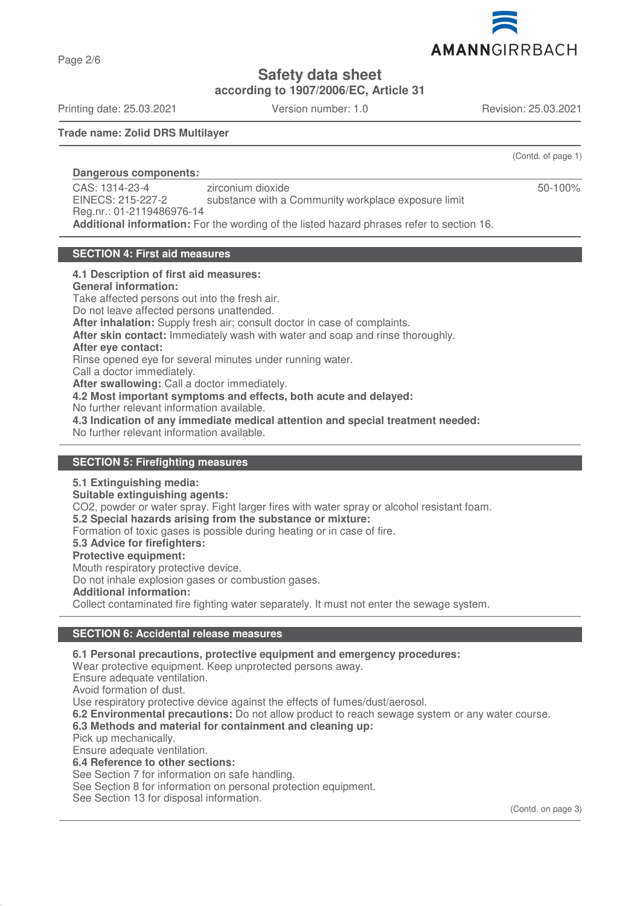**Trade name: Zolid DRS Multilayer**

(Contd. of page 1)

**Dangerous components:**

| | | |
|---|---|---|
| CAS: 1314-23-4<br>EINECS: 215-227-2<br>Reg.nr.: 01-2119486976-14 | zirconium dioxide<br>substance with a Community workplace exposure limit | 50-100% |

**Additional information:** For the wording of the listed hazard phrases refer to section 16.

## SECTION 4: First aid measures

**4.1 Description of first aid measures:**
**General information:**
Take affected persons out into the fresh air.
Do not leave affected persons unattended.
**After inhalation:** Supply fresh air; consult doctor in case of complaints.
**After skin contact:** Immediately wash with water and soap and rinse thoroughly.
**After eye contact:**
Rinse opened eye for several minutes under running water.
Call a doctor immediately.
**After swallowing:** Call a doctor immediately.
**4.2 Most important symptoms and effects, both acute and delayed:**
No further relevant information available.
**4.3 Indication of any immediate medical attention and special treatment needed:**
No further relevant information available.

## SECTION 5: Firefighting measures

**5.1 Extinguishing media:**
**Suitable extinguishing agents:**
CO2, powder or water spray. Fight larger fires with water spray or alcohol resistant foam.
**5.2 Special hazards arising from the substance or mixture:**
Formation of toxic gases is possible during heating or in case of fire.
**5.3 Advice for firefighters:**
**Protective equipment:**
Mouth respiratory protective device.
Do not inhale explosion gases or combustion gases.
**Additional information:**
Collect contaminated fire fighting water separately. It must not enter the sewage system.

## SECTION 6: Accidental release measures

**6.1 Personal precautions, protective equipment and emergency procedures:**
Wear protective equipment. Keep unprotected persons away.
Ensure adequate ventilation.
Avoid formation of dust.
Use respiratory protective device against the effects of fumes/dust/aerosol.
**6.2 Environmental precautions:** Do not allow product to reach sewage system or any water course.
**6.3 Methods and material for containment and cleaning up:**
Pick up mechanically.
Ensure adequate ventilation.
**6.4 Reference to other sections:**
See Section 7 for information on safe handling.
See Section 8 for information on personal protection equipment.
See Section 13 for disposal information.

(Contd. on page 3)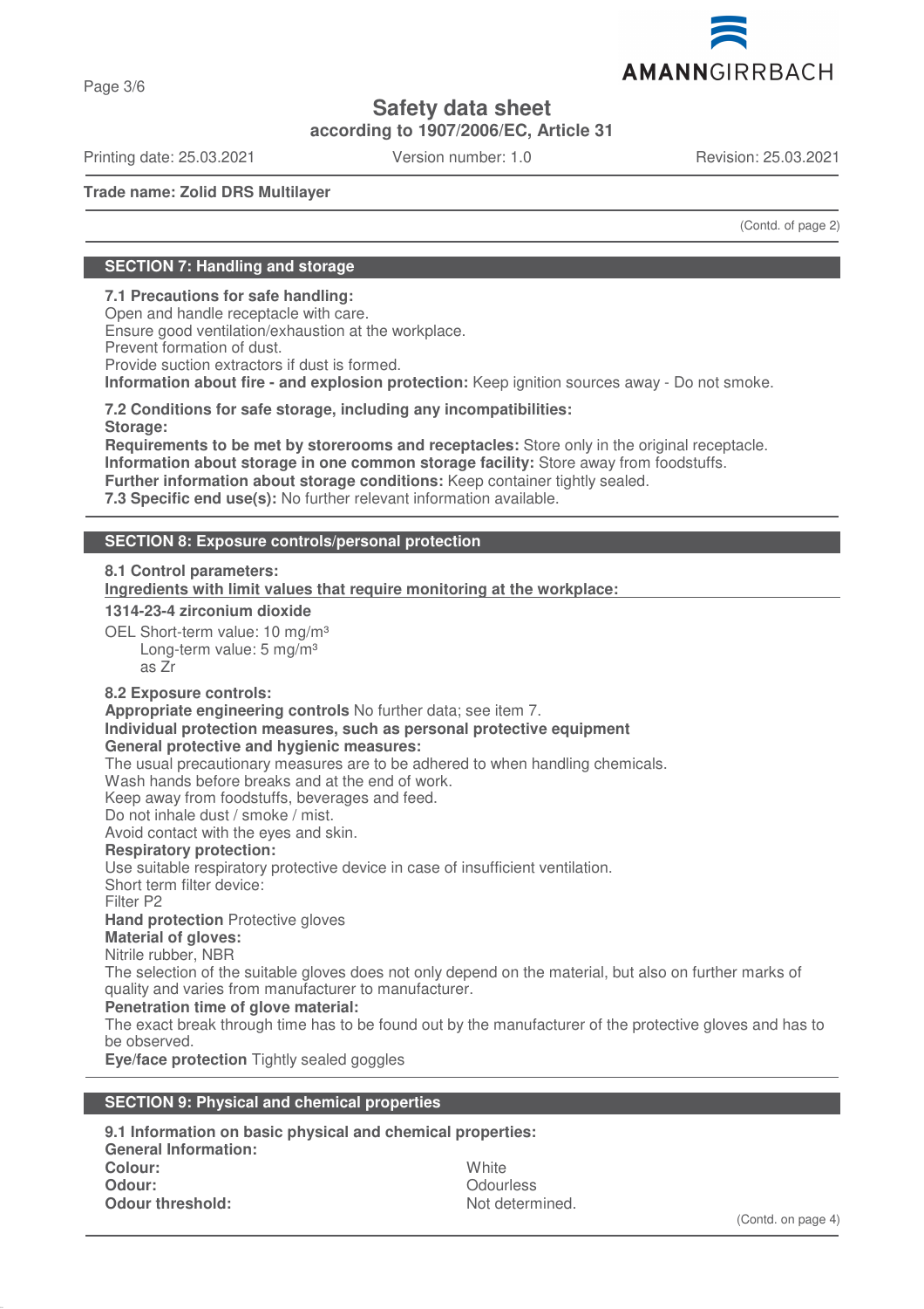Safety data sheet
according to 1907/2006/EC, Article 31

Printing date: 25.03.2021 | Version number: 1.0 | Revision: 25.03.2021

**Trade name: Zolid DRS Multilayer**

(Contd. of page 2)

## SECTION 7: Handling and storage

**7.1 Precautions for safe handling:**
Open and handle receptacle with care.
Ensure good ventilation/exhaustion at the workplace.
Prevent formation of dust.
Provide suction extractors if dust is formed.
**Information about fire - and explosion protection:** Keep ignition sources away - Do not smoke.

**7.2 Conditions for safe storage, including any incompatibilities:**
**Storage:**
**Requirements to be met by storerooms and receptacles:** Store only in the original receptacle.
**Information about storage in one common storage facility:** Store away from foodstuffs.
**Further information about storage conditions:** Keep container tightly sealed.
**7.3 Specific end use(s):** No further relevant information available.

## SECTION 8: Exposure controls/personal protection

**8.1 Control parameters:**
**Ingredients with limit values that require monitoring at the workplace:**

**1314-23-4 zirconium dioxide**

OEL Short-term value: 10 mg/m³
Long-term value: 5 mg/m³
as Zr

**8.2 Exposure controls:**
**Appropriate engineering controls** No further data; see item 7.
**Individual protection measures, such as personal protective equipment**
**General protective and hygienic measures:**
The usual precautionary measures are to be adhered to when handling chemicals.
Wash hands before breaks and at the end of work.
Keep away from foodstuffs, beverages and feed.
Do not inhale dust / smoke / mist.
Avoid contact with the eyes and skin.
**Respiratory protection:**
Use suitable respiratory protective device in case of insufficient ventilation.
Short term filter device:
Filter P2
**Hand protection** Protective gloves
**Material of gloves:**
Nitrile rubber, NBR
The selection of the suitable gloves does not only depend on the material, but also on further marks of quality and varies from manufacturer to manufacturer.
**Penetration time of glove material:**
The exact break through time has to be found out by the manufacturer of the protective gloves and has to be observed.
**Eye/face protection** Tightly sealed goggles

## SECTION 9: Physical and chemical properties

**9.1 Information on basic physical and chemical properties:**
**General Information:**

| | |
|---|---|
| **Colour:** | White |
| **Odour:** | Odourless |
| **Odour threshold:** | Not determined. |

(Contd. on page 4)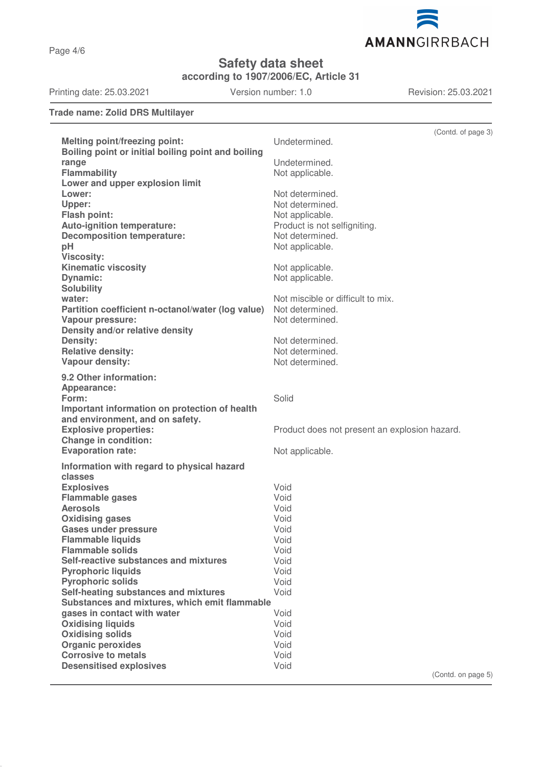**Trade name: Zolid DRS Multilayer**

(Contd. of page 3)

| | |
|---|---|
| **Melting point/freezing point:** | Undetermined. |
| **Boiling point or initial boiling point and boiling range** | Undetermined. |
| **Flammability** | Not applicable. |
| **Lower and upper explosion limit** | |
| **Lower:** | Not determined. |
| **Upper:** | Not determined. |
| **Flash point:** | Not applicable. |
| **Auto-ignition temperature:** | Product is not selfigniting. |
| **Decomposition temperature:** | Not determined. |
| **pH** | Not applicable. |
| **Viscosity:** | |
| **Kinematic viscosity** | Not applicable. |
| **Dynamic:** | Not applicable. |
| **Solubility** | |
| **water:** | Not miscible or difficult to mix. |
| **Partition coefficient n-octanol/water (log value)** | Not determined. |
| **Vapour pressure:** | Not determined. |
| **Density and/or relative density** | |
| **Density:** | Not determined. |
| **Relative density:** | Not determined. |
| **Vapour density:** | Not determined. |

| | |
|---|---|
| **9.2 Other information:** | |
| **Appearance:** | |
| **Form:** | Solid |
| **Important information on protection of health and environment, and on safety.** | |
| **Explosive properties:** | Product does not present an explosion hazard. |
| **Change in condition:** | |
| **Evaporation rate:** | Not applicable. |

| | |
|---|---|
| **Information with regard to physical hazard classes** | |
| **Explosives** | Void |
| **Flammable gases** | Void |
| **Aerosols** | Void |
| **Oxidising gases** | Void |
| **Gases under pressure** | Void |
| **Flammable liquids** | Void |
| **Flammable solids** | Void |
| **Self-reactive substances and mixtures** | Void |
| **Pyrophoric liquids** | Void |
| **Pyrophoric solids** | Void |
| **Self-heating substances and mixtures** | Void |
| **Substances and mixtures, which emit flammable gases in contact with water** | Void |
| **Oxidising liquids** | Void |
| **Oxidising solids** | Void |
| **Organic peroxides** | Void |
| **Corrosive to metals** | Void |
| **Desensitised explosives** | Void |

(Contd. on page 5)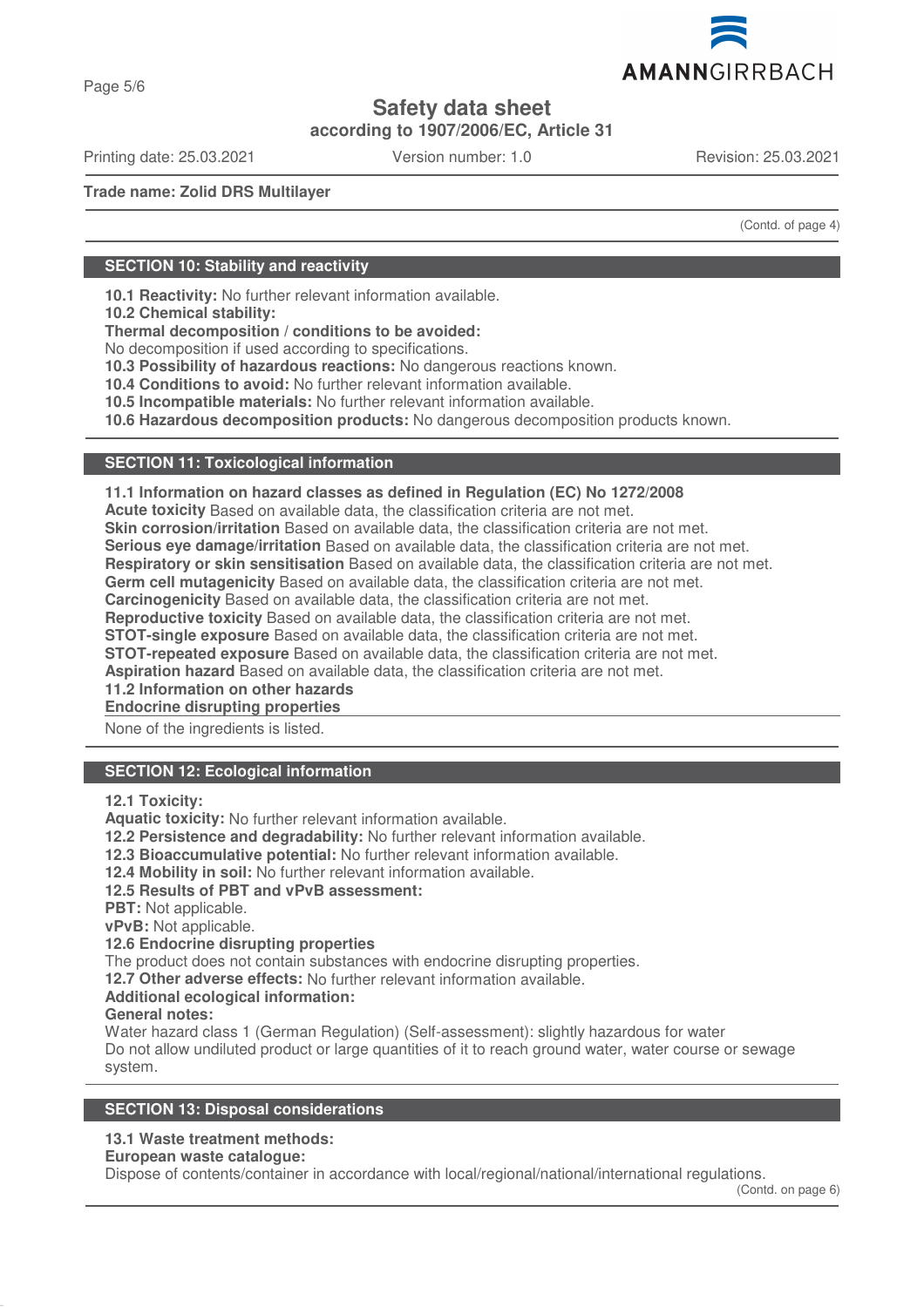**Safety data sheet**

**according to 1907/2006/EC, Article 31**

Printing date: 25.03.2021 Version number: 1.0 Revision: 25.03.2021

**Trade name: Zolid DRS Multilayer**

(Contd. of page 4)

## SECTION 10: Stability and reactivity

**10.1 Reactivity:** No further relevant information available.
**10.2 Chemical stability:**
**Thermal decomposition / conditions to be avoided:**
No decomposition if used according to specifications.
**10.3 Possibility of hazardous reactions:** No dangerous reactions known.
**10.4 Conditions to avoid:** No further relevant information available.
**10.5 Incompatible materials:** No further relevant information available.
**10.6 Hazardous decomposition products:** No dangerous decomposition products known.

## SECTION 11: Toxicological information

**11.1 Information on hazard classes as defined in Regulation (EC) No 1272/2008**
**Acute toxicity** Based on available data, the classification criteria are not met.
**Skin corrosion/irritation** Based on available data, the classification criteria are not met.
**Serious eye damage/irritation** Based on available data, the classification criteria are not met.
**Respiratory or skin sensitisation** Based on available data, the classification criteria are not met.
**Germ cell mutagenicity** Based on available data, the classification criteria are not met.
**Carcinogenicity** Based on available data, the classification criteria are not met.
**Reproductive toxicity** Based on available data, the classification criteria are not met.
**STOT-single exposure** Based on available data, the classification criteria are not met.
**STOT-repeated exposure** Based on available data, the classification criteria are not met.
**Aspiration hazard** Based on available data, the classification criteria are not met.
**11.2 Information on other hazards**
**Endocrine disrupting properties**

None of the ingredients is listed.

## SECTION 12: Ecological information

**12.1 Toxicity:**
**Aquatic toxicity:** No further relevant information available.
**12.2 Persistence and degradability:** No further relevant information available.
**12.3 Bioaccumulative potential:** No further relevant information available.
**12.4 Mobility in soil:** No further relevant information available.
**12.5 Results of PBT and vPvB assessment:**
**PBT:** Not applicable.
**vPvB:** Not applicable.
**12.6 Endocrine disrupting properties**
The product does not contain substances with endocrine disrupting properties.
**12.7 Other adverse effects:** No further relevant information available.
**Additional ecological information:**
**General notes:**
Water hazard class 1 (German Regulation) (Self-assessment): slightly hazardous for water
Do not allow undiluted product or large quantities of it to reach ground water, water course or sewage system.

## SECTION 13: Disposal considerations

**13.1 Waste treatment methods:**
**European waste catalogue:**
Dispose of contents/container in accordance with local/regional/national/international regulations.

(Contd. on page 6)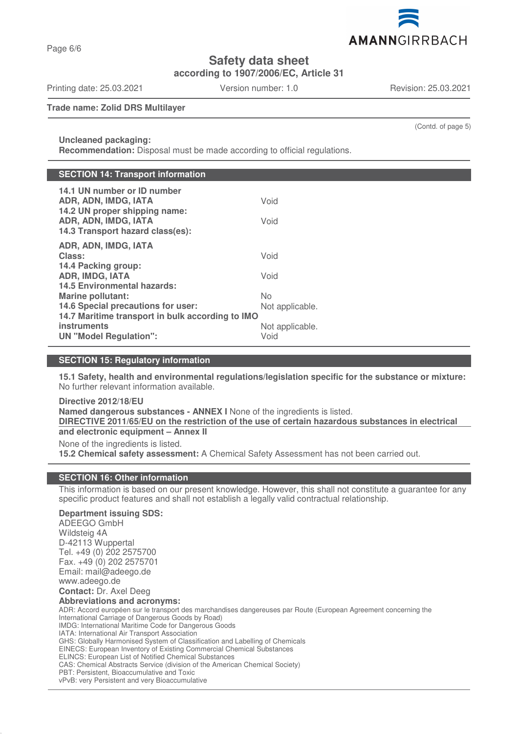(Contd. of page 5)

**Uncleaned packaging:**
**Recommendation:** Disposal must be made according to official regulations.

## SECTION 14: Transport information

| | |
|---|---|
| **14.1 UN number or ID number** | |
| **ADR, ADN, IMDG, IATA** | Void |
| **14.2 UN proper shipping name:** | |
| **ADR, ADN, IMDG, IATA** | Void |
| **14.3 Transport hazard class(es):** | |
| **ADR, ADN, IMDG, IATA** | |
| **Class:** | Void |
| **14.4 Packing group:** | |
| **ADR, IMDG, IATA** | Void |
| **14.5 Environmental hazards:** | |
| **Marine pollutant:** | No |
| **14.6 Special precautions for user:** | Not applicable. |
| **14.7 Maritime transport in bulk according to IMO instruments** | Not applicable. |
| **UN "Model Regulation":** | Void |

## SECTION 15: Regulatory information

**15.1 Safety, health and environmental regulations/legislation specific for the substance or mixture:**
No further relevant information available.

**Directive 2012/18/EU**
**Named dangerous substances - ANNEX I** None of the ingredients is listed.
**DIRECTIVE 2011/65/EU on the restriction of the use of certain hazardous substances in electrical and electronic equipment – Annex II**
None of the ingredients is listed.
**15.2 Chemical safety assessment:** A Chemical Safety Assessment has not been carried out.

## SECTION 16: Other information

This information is based on our present knowledge. However, this shall not constitute a guarantee for any specific product features and shall not establish a legally valid contractual relationship.

**Department issuing SDS:**
ADEEGO GmbH
Wildsteig 4A
D-42113 Wuppertal
Tel. +49 (0) 202 2575700
Fax. +49 (0) 202 2575701
Email: mail@adeego.de
www.adeego.de
**Contact:** Dr. Axel Deeg
**Abbreviations and acronyms:**
ADR: Accord européen sur le transport des marchandises dangereuses par Route (European Agreement concerning the International Carriage of Dangerous Goods by Road)
IMDG: International Maritime Code for Dangerous Goods
IATA: International Air Transport Association
GHS: Globally Harmonised System of Classification and Labelling of Chemicals
EINECS: European Inventory of Existing Commercial Chemical Substances
ELINCS: European List of Notified Chemical Substances
CAS: Chemical Abstracts Service (division of the American Chemical Society)
PBT: Persistent, Bioaccumulative and Toxic
vPvB: very Persistent and very Bioaccumulative